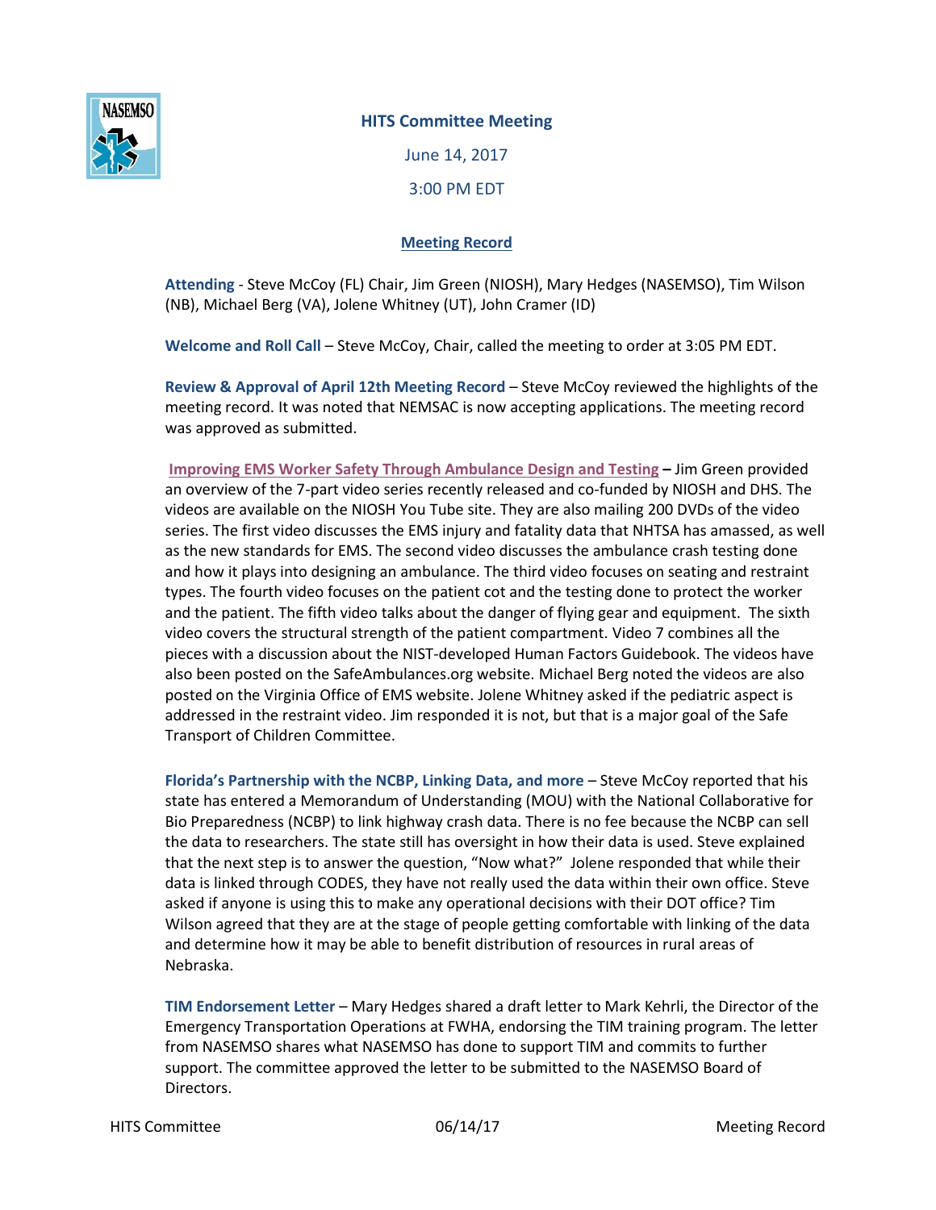# HITS Committee Meeting

June 14, 2017

3:00 PM EDT

## Meeting Record

**Attending** - Steve McCoy (FL) Chair, Jim Green (NIOSH), Mary Hedges (NASEMSO), Tim Wilson (NB), Michael Berg (VA), Jolene Whitney (UT), John Cramer (ID)

**Welcome and Roll Call** – Steve McCoy, Chair, called the meeting to order at 3:05 PM EDT.

**Review & Approval of April 12th Meeting Record** – Steve McCoy reviewed the highlights of the meeting record. It was noted that NEMSAC is now accepting applications. The meeting record was approved as submitted.

**Improving EMS Worker Safety Through Ambulance Design and Testing –** Jim Green provided an overview of the 7-part video series recently released and co-funded by NIOSH and DHS. The videos are available on the NIOSH You Tube site. They are also mailing 200 DVDs of the video series. The first video discusses the EMS injury and fatality data that NHTSA has amassed, as well as the new standards for EMS. The second video discusses the ambulance crash testing done and how it plays into designing an ambulance. The third video focuses on seating and restraint types. The fourth video focuses on the patient cot and the testing done to protect the worker and the patient. The fifth video talks about the danger of flying gear and equipment. The sixth video covers the structural strength of the patient compartment. Video 7 combines all the pieces with a discussion about the NIST-developed Human Factors Guidebook. The videos have also been posted on the SafeAmbulances.org website. Michael Berg noted the videos are also posted on the Virginia Office of EMS website. Jolene Whitney asked if the pediatric aspect is addressed in the restraint video. Jim responded it is not, but that is a major goal of the Safe Transport of Children Committee.

**Florida's Partnership with the NCBP, Linking Data, and more** – Steve McCoy reported that his state has entered a Memorandum of Understanding (MOU) with the National Collaborative for Bio Preparedness (NCBP) to link highway crash data. There is no fee because the NCBP can sell the data to researchers. The state still has oversight in how their data is used. Steve explained that the next step is to answer the question, "Now what?" Jolene responded that while their data is linked through CODES, they have not really used the data within their own office. Steve asked if anyone is using this to make any operational decisions with their DOT office? Tim Wilson agreed that they are at the stage of people getting comfortable with linking of the data and determine how it may be able to benefit distribution of resources in rural areas of Nebraska.

**TIM Endorsement Letter** – Mary Hedges shared a draft letter to Mark Kehrli, the Director of the Emergency Transportation Operations at FWHA, endorsing the TIM training program. The letter from NASEMSO shares what NASEMSO has done to support TIM and commits to further support. The committee approved the letter to be submitted to the NASEMSO Board of Directors.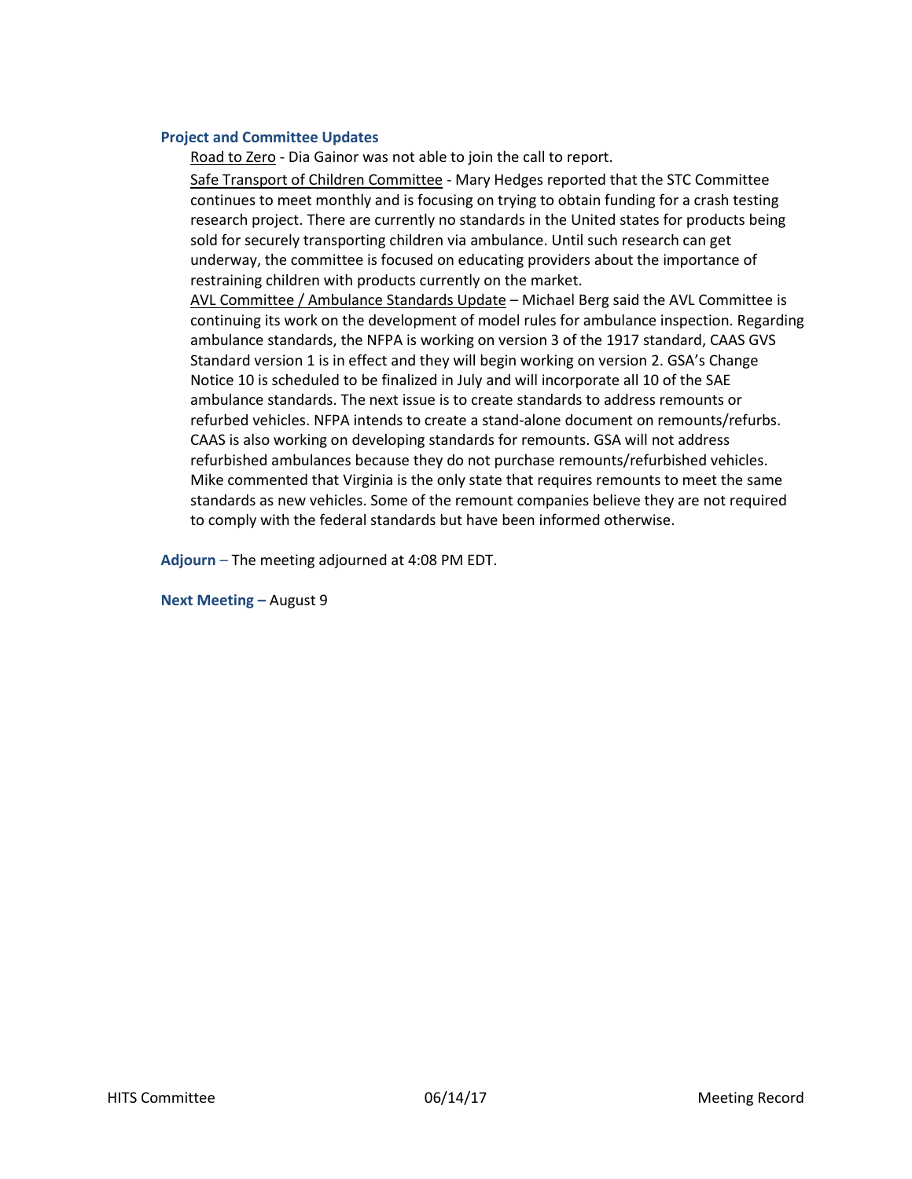### Project and Committee Updates

Road to Zero - Dia Gainor was not able to join the call to report.

Safe Transport of Children Committee - Mary Hedges reported that the STC Committee continues to meet monthly and is focusing on trying to obtain funding for a crash testing research project. There are currently no standards in the United states for products being sold for securely transporting children via ambulance. Until such research can get underway, the committee is focused on educating providers about the importance of restraining children with products currently on the market.

AVL Committee / Ambulance Standards Update – Michael Berg said the AVL Committee is continuing its work on the development of model rules for ambulance inspection. Regarding ambulance standards, the NFPA is working on version 3 of the 1917 standard, CAAS GVS Standard version 1 is in effect and they will begin working on version 2. GSA's Change Notice 10 is scheduled to be finalized in July and will incorporate all 10 of the SAE ambulance standards. The next issue is to create standards to address remounts or refurbed vehicles. NFPA intends to create a stand-alone document on remounts/refurbs. CAAS is also working on developing standards for remounts. GSA will not address refurbished ambulances because they do not purchase remounts/refurbished vehicles. Mike commented that Virginia is the only state that requires remounts to meet the same standards as new vehicles. Some of the remount companies believe they are not required to comply with the federal standards but have been informed otherwise.

**Adjourn** – The meeting adjourned at 4:08 PM EDT.

**Next Meeting –** August 9